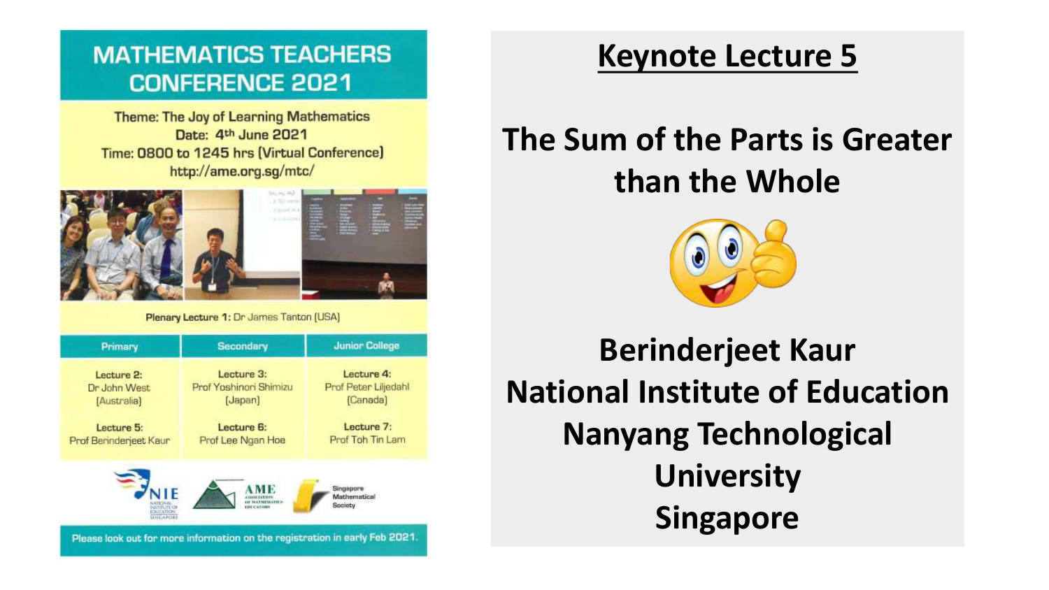# MATHEMATICS TEACHERS CONFERENCE 2021

Theme: The Joy of Learning Mathematics
Date: 4th June 2021
Time: 0800 to 1245 hrs (Virtual Conference)
http://ame.org.sg/mtc/

**Plenary Lecture 1:** Dr James Tanton (USA)

| Primary | Secondary | Junior College |
|---|---|---|
| Lecture 2: Dr John West (Australia) | Lecture 3: Prof Yoshinori Shimizu (Japan) | Lecture 4: Prof Peter Liljedahl (Canada) |
| Lecture 5: Prof Berinderjeet Kaur | Lecture 6: Prof Lee Ngan Hoe | Lecture 7: Prof Toh Tin Lam |

NIE National Institute of Education Singapore | AME Association of Mathematics Educators | Singapore Mathematical Society

Please look out for more information on the registration in early Feb 2021.

## Keynote Lecture 5

# The Sum of the Parts is Greater than the Whole

**Berinderjeet Kaur**
**National Institute of Education**
**Nanyang Technological University**
**Singapore**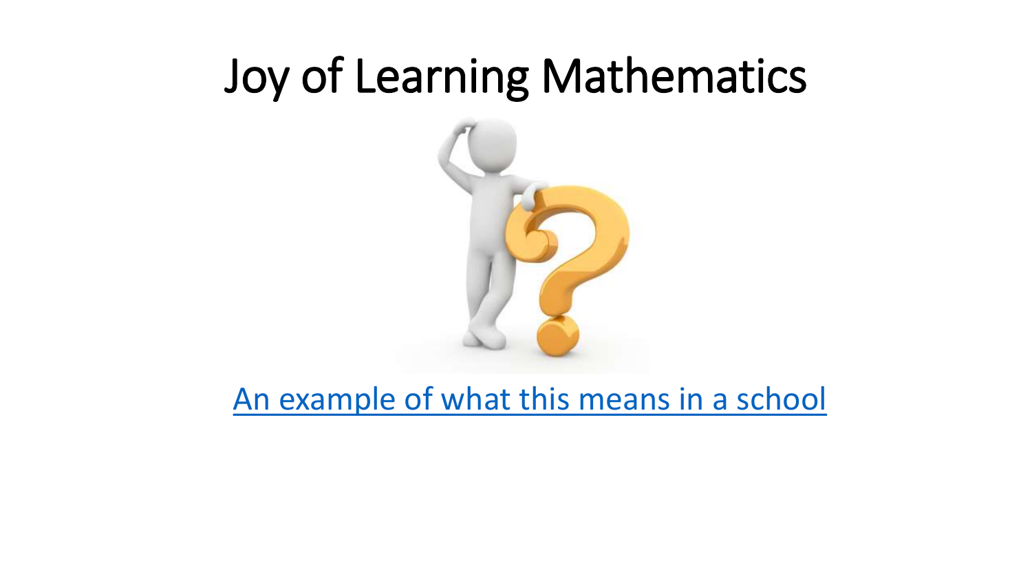# Joy of Learning Mathematics

An example of what this means in a school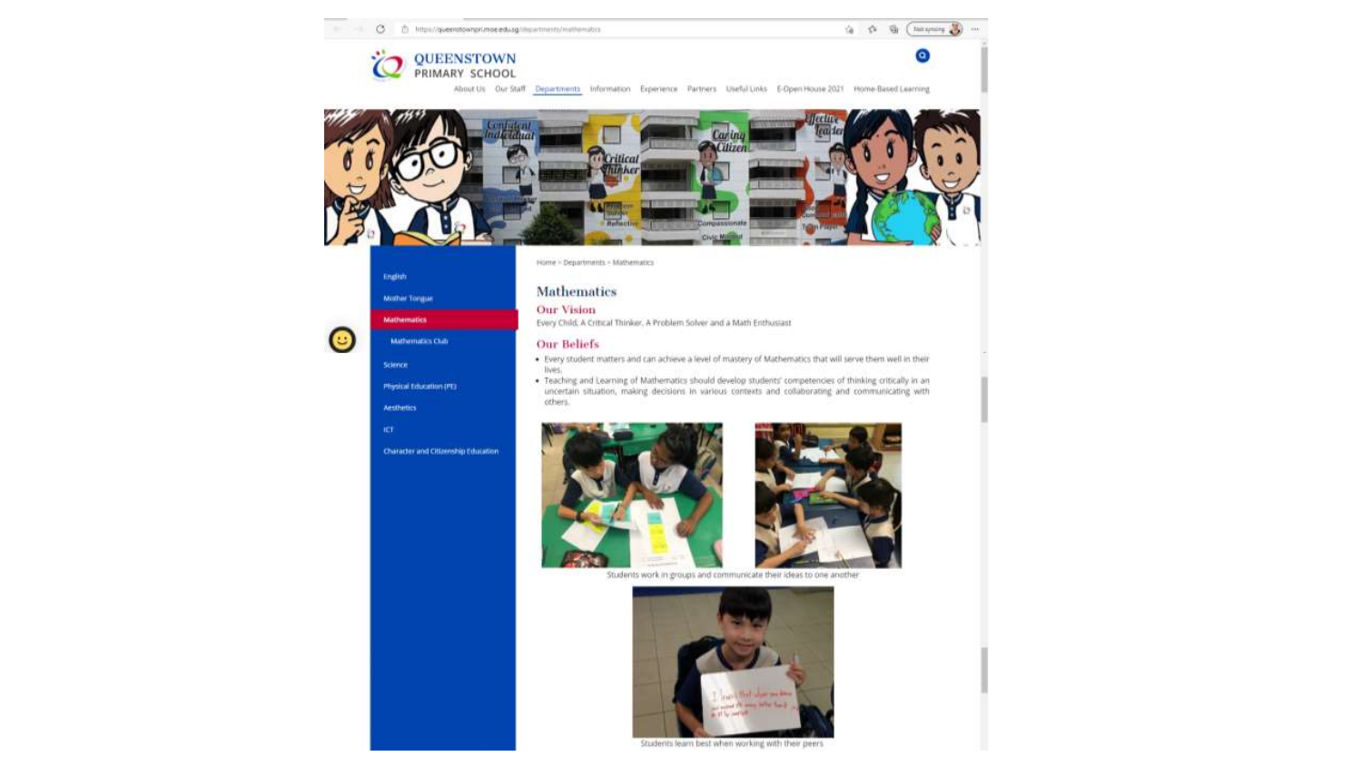QUEENSTOWN PRIMARY SCHOOL

About Us | Our Staff | Departments | Information | Experience | Partners | Useful Links | E-Open House 2021 | Home-Based Learning

- English
- Mother Tongue
- Mathematics
  - Mathematics Club
- Science
- Physical Education (PE)
- Aesthetics
- ICT
- Character and Citizenship Education

Home > Departments > Mathematics

# Mathematics

## Our Vision

Every Child, A Critical Thinker, A Problem Solver and a Math Enthusiast

## Our Beliefs

- Every student matters and can achieve a level of mastery of Mathematics that will serve them well in their lives.
- Teaching and Learning of Mathematics should develop students' competencies of thinking critically in an uncertain situation, making decisions in various contexts and collaborating and communicating with others.

Students work in groups and communicate their ideas to one another

Students learn best when working with their peers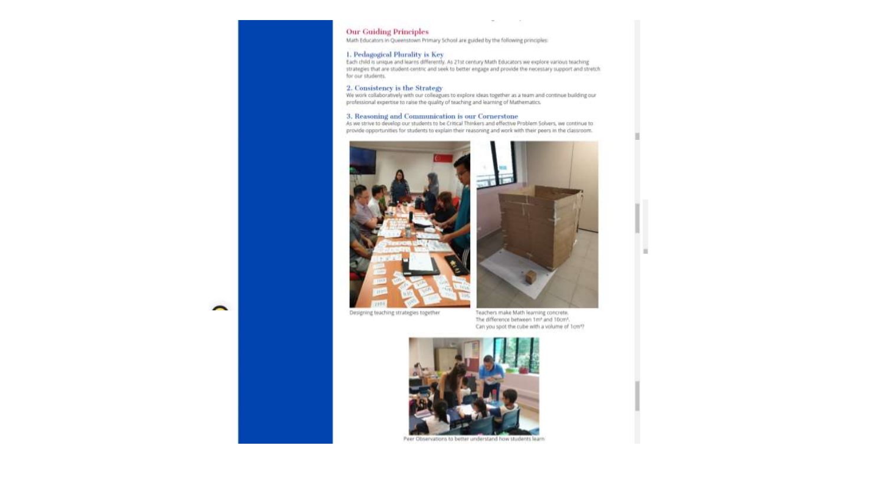## Our Guiding Principles

Math Educators in Queenstown Primary School are guided by the following principles:

### 1. Pedagogical Plurality is Key

Each child is unique and learns differently. As 21st century Math Educators we explore various teaching strategies that are student-centric and seek to better engage and provide the necessary support and stretch for our students.

### 2. Consistency is the Strategy

We work collaboratively with our colleagues to explore ideas together as a team and continue building our professional expertise to raise the quality of teaching and learning of Mathematics.

### 3. Reasoning and Communication is our Cornerstone

As we strive to develop our students to be Critical Thinkers and effective Problem Solvers, we continue to provide opportunities for students to explain their reasoning and work with their peers in the classroom.

Designing teaching strategies together

Teachers make Math learning concrete.
The difference between $1m^3$ and $10cm^3$.
Can you spot the cube with a volume of $1cm^3$?

Peer Observations to better understand how students learn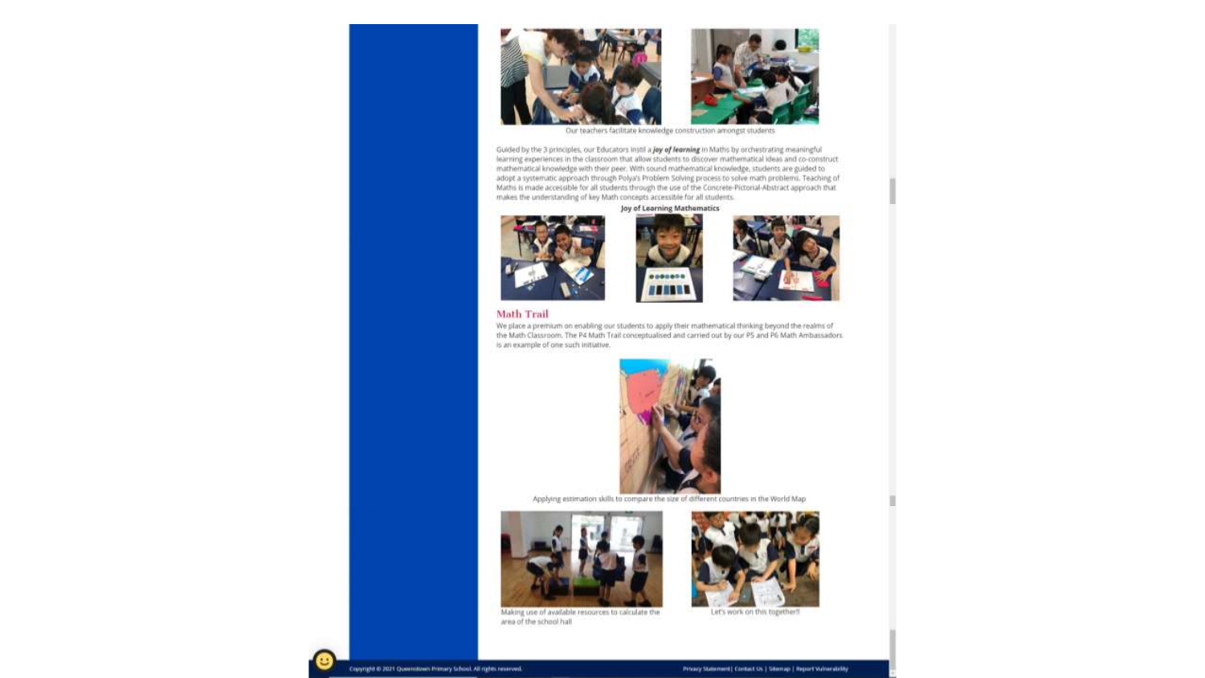Our teachers facilitate knowledge construction amongst students

Guided by the 3 principles, our Educators instil a ***joy of learning*** in Maths by orchestrating meaningful learning experiences in the classroom that allow students to discover mathematical ideas and co-construct mathematical knowledge with their peer. With sound mathematical knowledge, students are guided to adopt a systematic approach through Polya's Problem Solving process to solve math problems. Teaching of Maths is made accessible for all students through the use of the Concrete-Pictorial-Abstract approach that makes the understanding of key Math concepts accessible for all students.

**Joy of Learning Mathematics**

## Math Trail

We place a premium on enabling our students to apply their mathematical thinking beyond the realms of the Math Classroom. The P4 Math Trail conceptualised and carried out by our P5 and P6 Math Ambassadors is an example of one such initiative.

Applying estimation skills to compare the size of different countries in the World Map

Making use of available resources to calculate the area of the school hall

Let's work on this together!!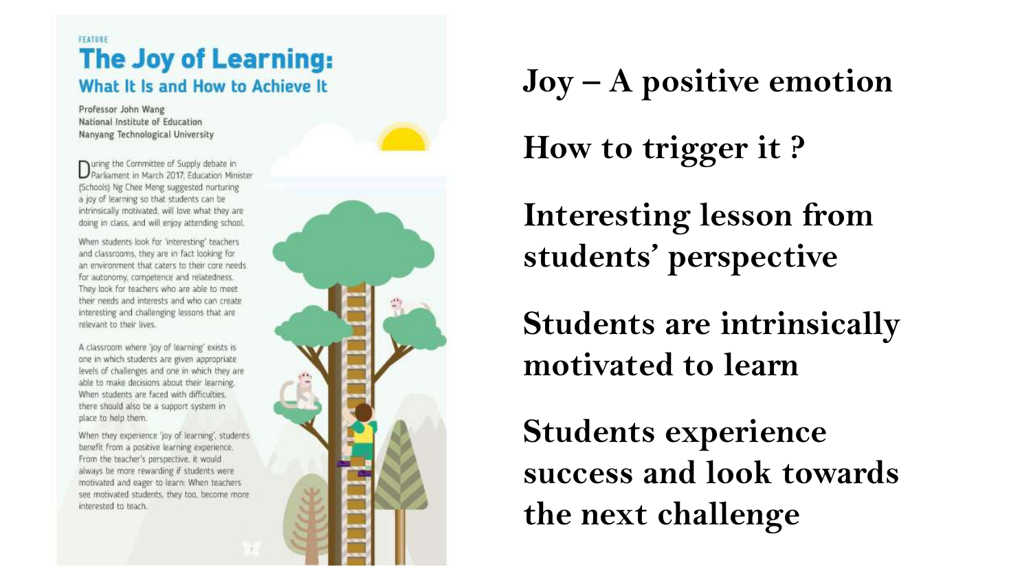FEATURE

# The Joy of Learning:

## What It Is and How to Achieve It

Professor John Wang
National Institute of Education
Nanyang Technological University

During the Committee of Supply debate in Parliament in March 2017, Education Minister (Schools) Ng Chee Meng suggested nurturing a joy of learning so that students can be intrinsically motivated, will love what they are doing in class, and will enjoy attending school.

When students look for 'interesting' teachers and classrooms, they are in fact looking for an environment that caters to their core needs for autonomy, competence and relatedness. They look for teachers who are able to meet their needs and interests and who can create interesting and challenging lessons that are relevant to their lives.

A classroom where 'joy of learning' exists is one in which students are given appropriate levels of challenges and one in which they are able to make decisions about their learning. When students are faced with difficulties, there should also be a support system in place to help them.

When they experience 'joy of learning', students benefit from a positive learning experience. From the teacher's perspective, it would always be more rewarding if students were motivated and eager to learn. When teachers see motivated students, they too, become more interested to teach.

**Joy – A positive emotion**

**How to trigger it ?**

**Interesting lesson from students' perspective**

**Students are intrinsically motivated to learn**

**Students experience success and look towards the next challenge**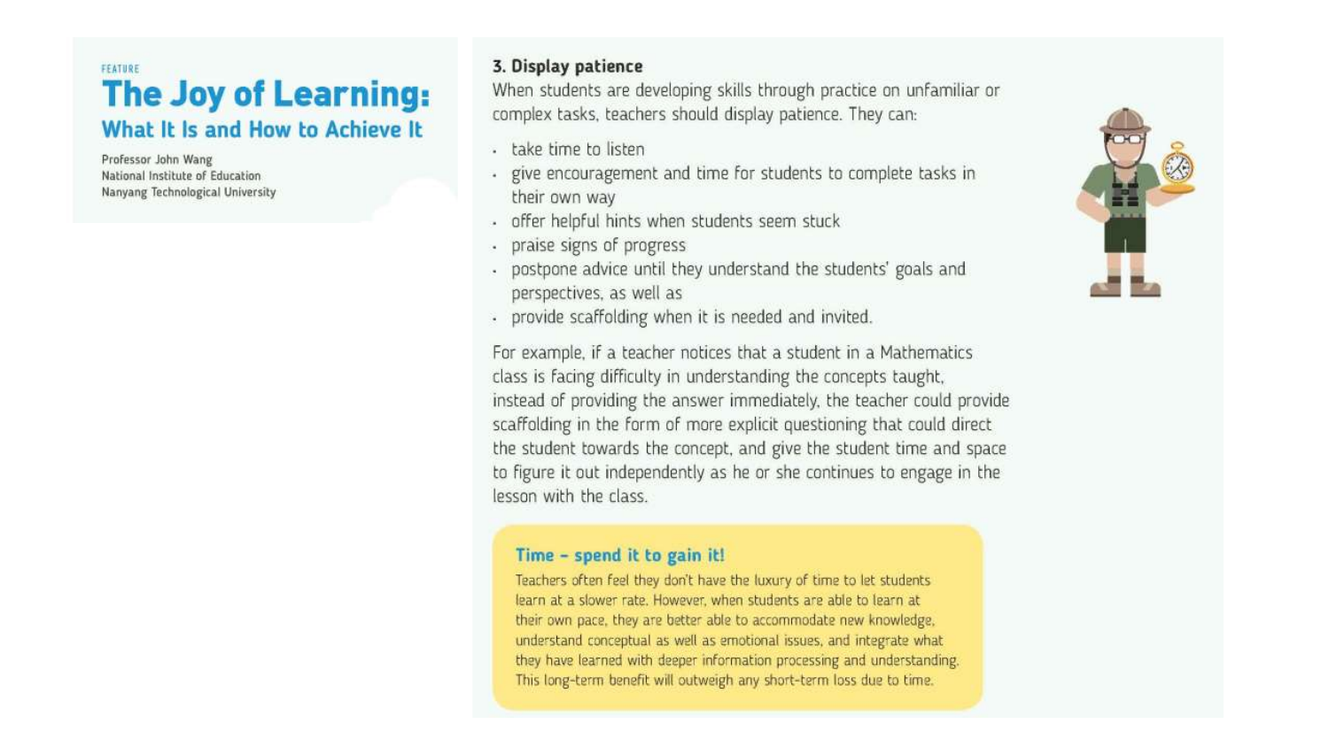FEATURE

# The Joy of Learning:

## What It Is and How to Achieve It

Professor John Wang
National Institute of Education
Nanyang Technological University

### 3. Display patience

When students are developing skills through practice on unfamiliar or complex tasks, teachers should display patience. They can:

- take time to listen
- give encouragement and time for students to complete tasks in their own way
- offer helpful hints when students seem stuck
- praise signs of progress
- postpone advice until they understand the students' goals and perspectives, as well as
- provide scaffolding when it is needed and invited.

For example, if a teacher notices that a student in a Mathematics class is facing difficulty in understanding the concepts taught, instead of providing the answer immediately, the teacher could provide scaffolding in the form of more explicit questioning that could direct the student towards the concept, and give the student time and space to figure it out independently as he or she continues to engage in the lesson with the class.

#### Time – spend it to gain it!

Teachers often feel they don't have the luxury of time to let students learn at a slower rate. However, when students are able to learn at their own pace, they are better able to accommodate new knowledge, understand conceptual as well as emotional issues, and integrate what they have learned with deeper information processing and understanding. This long-term benefit will outweigh any short-term loss due to time.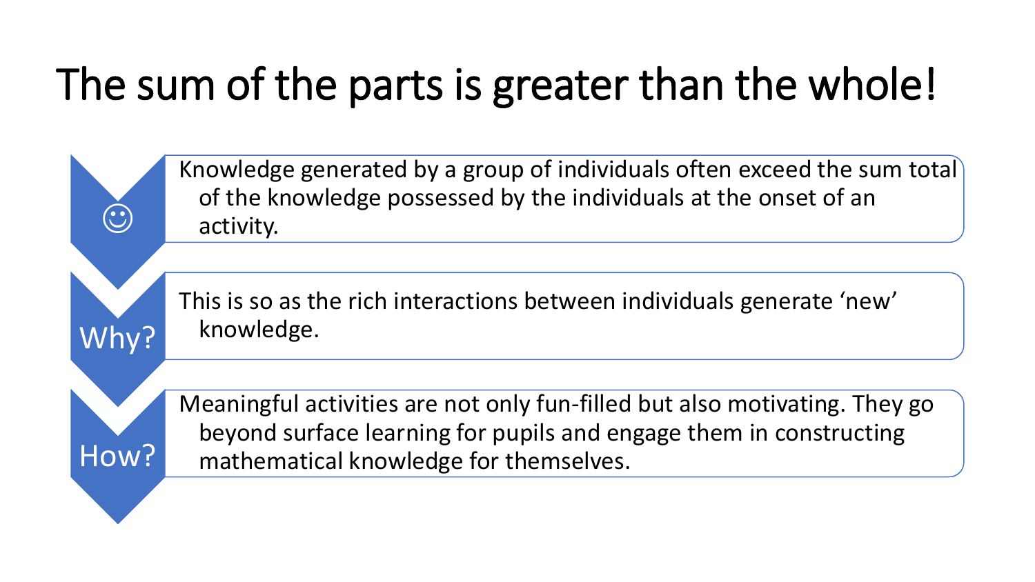# The sum of the parts is greater than the whole!

- **☺** Knowledge generated by a group of individuals often exceed the sum total of the knowledge possessed by the individuals at the onset of an activity.
- **Why?** This is so as the rich interactions between individuals generate 'new' knowledge.
- **How?** Meaningful activities are not only fun-filled but also motivating. They go beyond surface learning for pupils and engage them in constructing mathematical knowledge for themselves.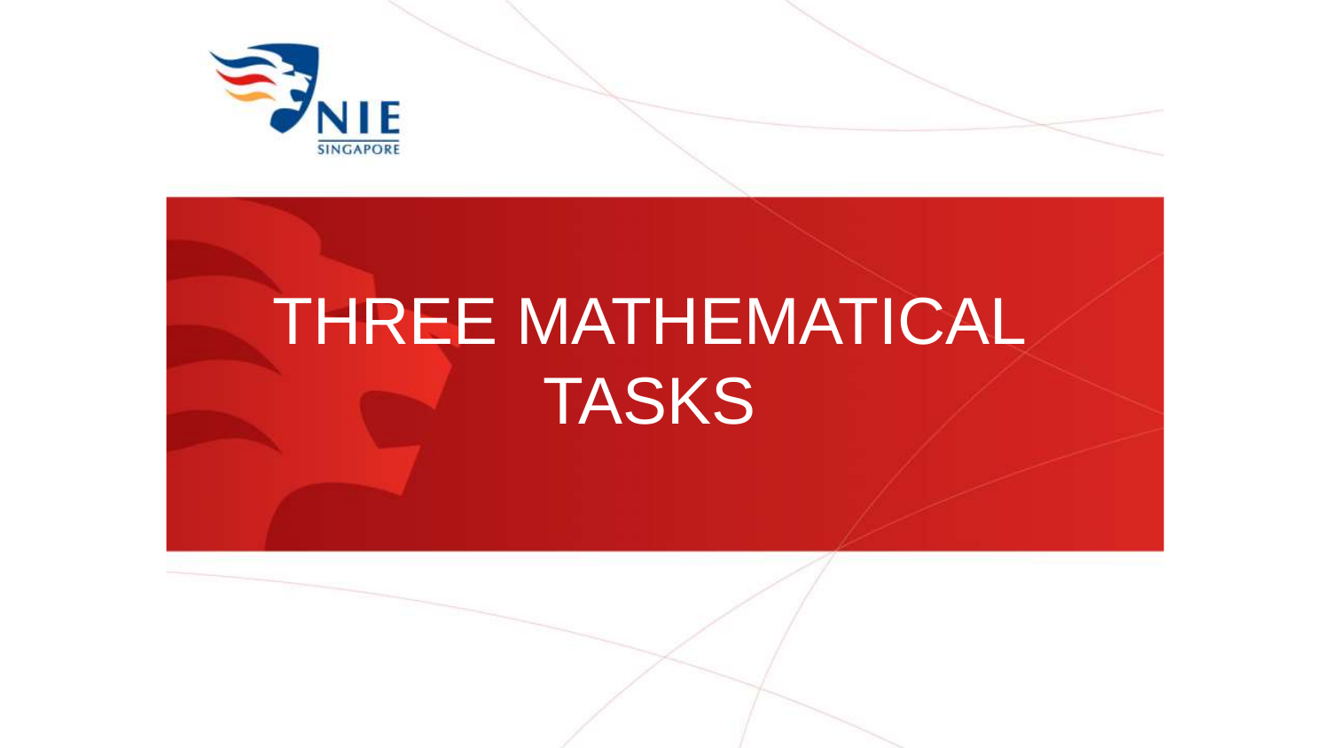# THREE MATHEMATICAL TASKS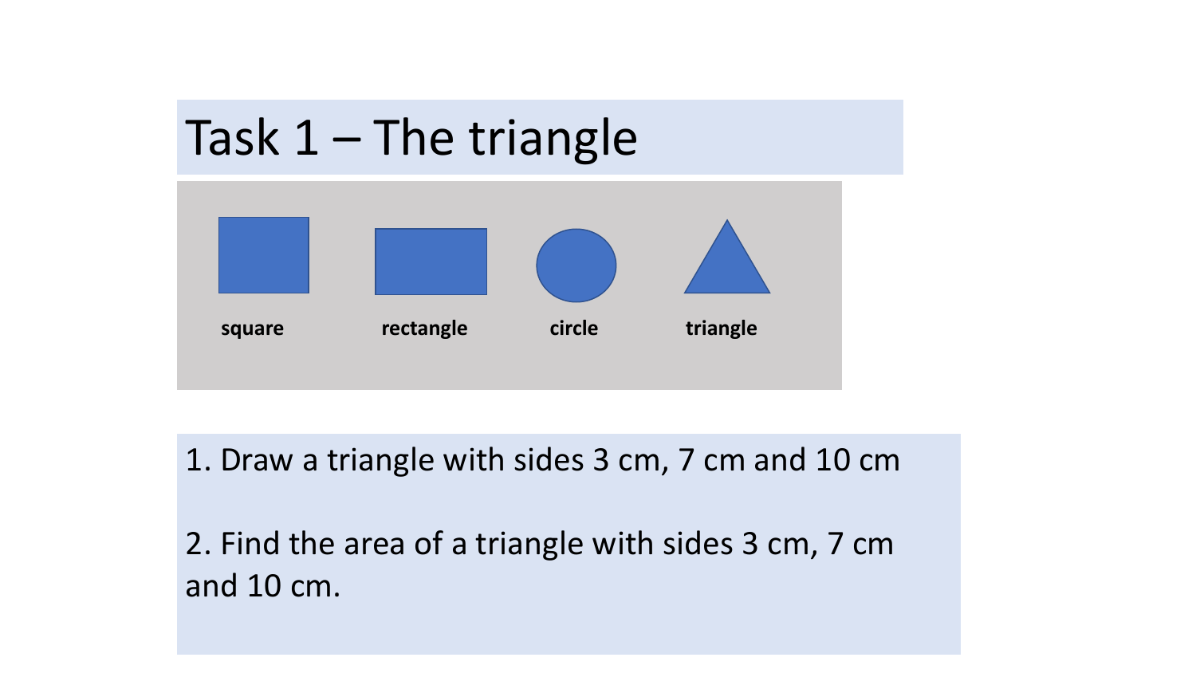# Task 1 – The triangle

square rectangle circle triangle

1. Draw a triangle with sides 3 cm, 7 cm and 10 cm

2. Find the area of a triangle with sides 3 cm, 7 cm and 10 cm.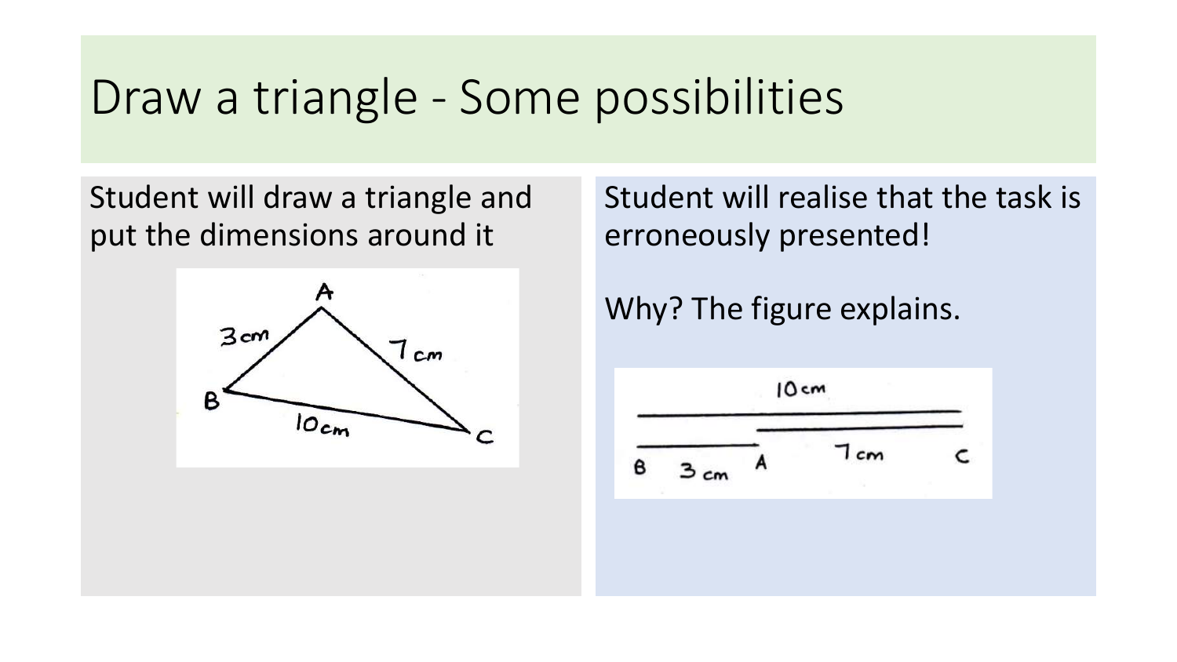# Draw a triangle - Some possibilities

Student will draw a triangle and put the dimensions around it

Student will realise that the task is erroneously presented!

Why? The figure explains.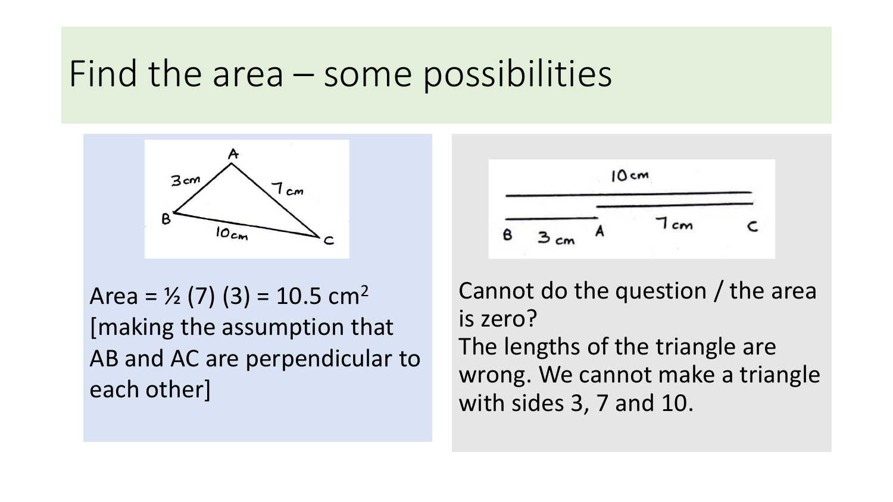# Find the area – some possibilities

Area = ½ (7) (3) = 10.5 cm$^2$ [making the assumption that AB and AC are perpendicular to each other]

Cannot do the question / the area is zero?
The lengths of the triangle are wrong. We cannot make a triangle with sides 3, 7 and 10.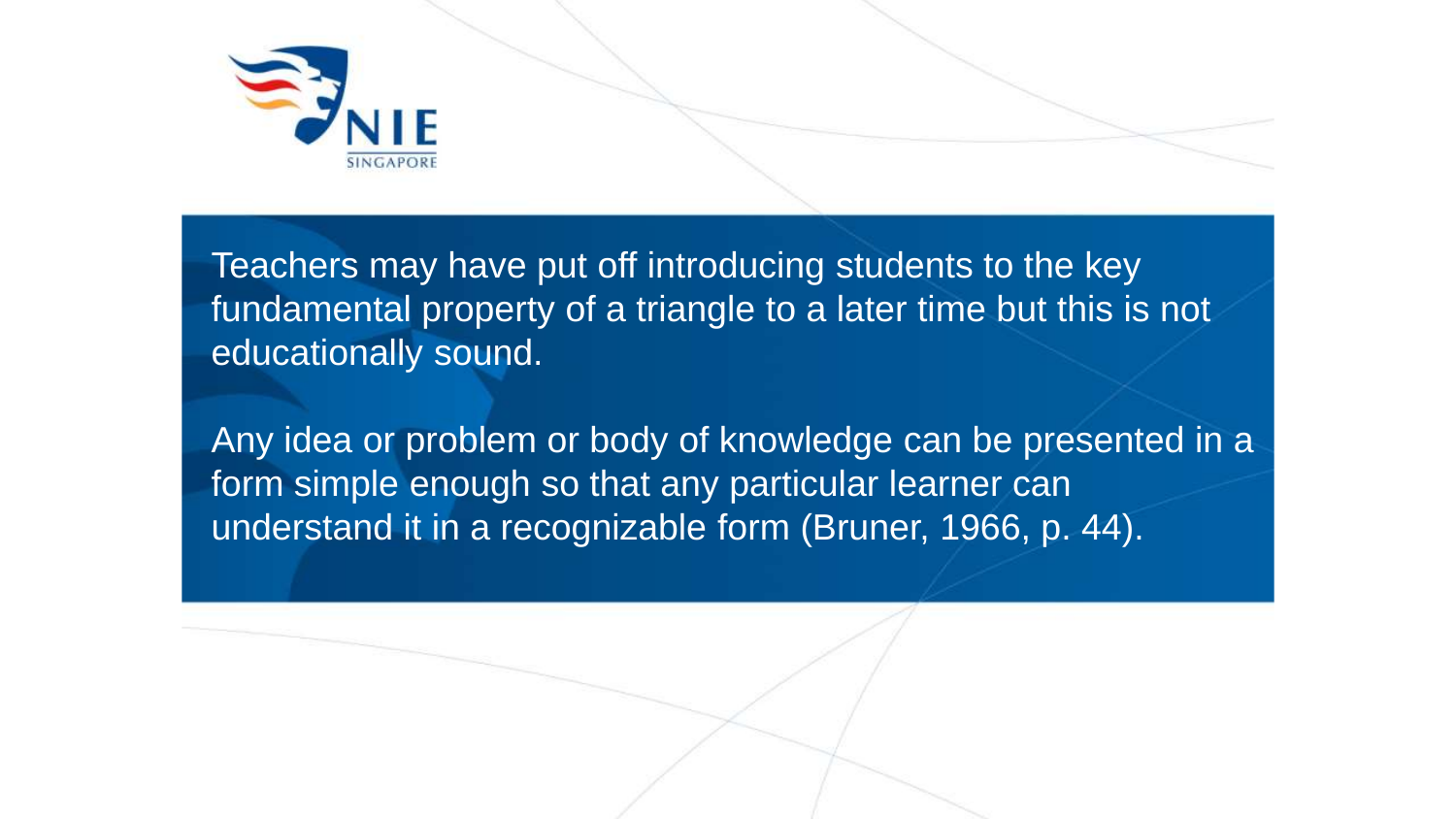Teachers may have put off introducing students to the key fundamental property of a triangle to a later time but this is not educationally sound.

Any idea or problem or body of knowledge can be presented in a form simple enough so that any particular learner can understand it in a recognizable form (Bruner, 1966, p. 44).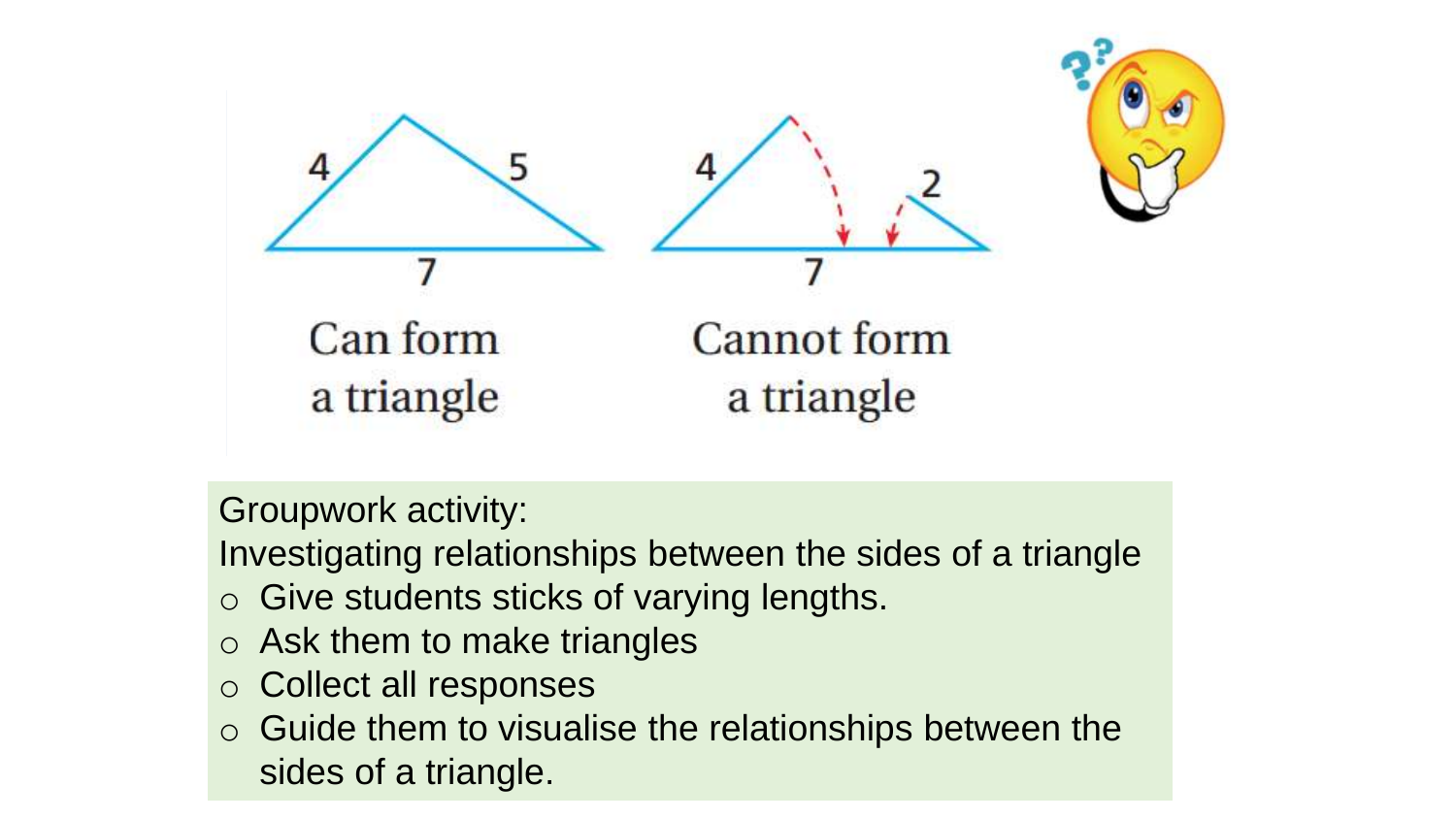4, 5, 7: Can form a triangle

4, 2, 7: Cannot form a triangle

Groupwork activity:

Investigating relationships between the sides of a triangle

- Give students sticks of varying lengths.
- Ask them to make triangles
- Collect all responses
- Guide them to visualise the relationships between the sides of a triangle.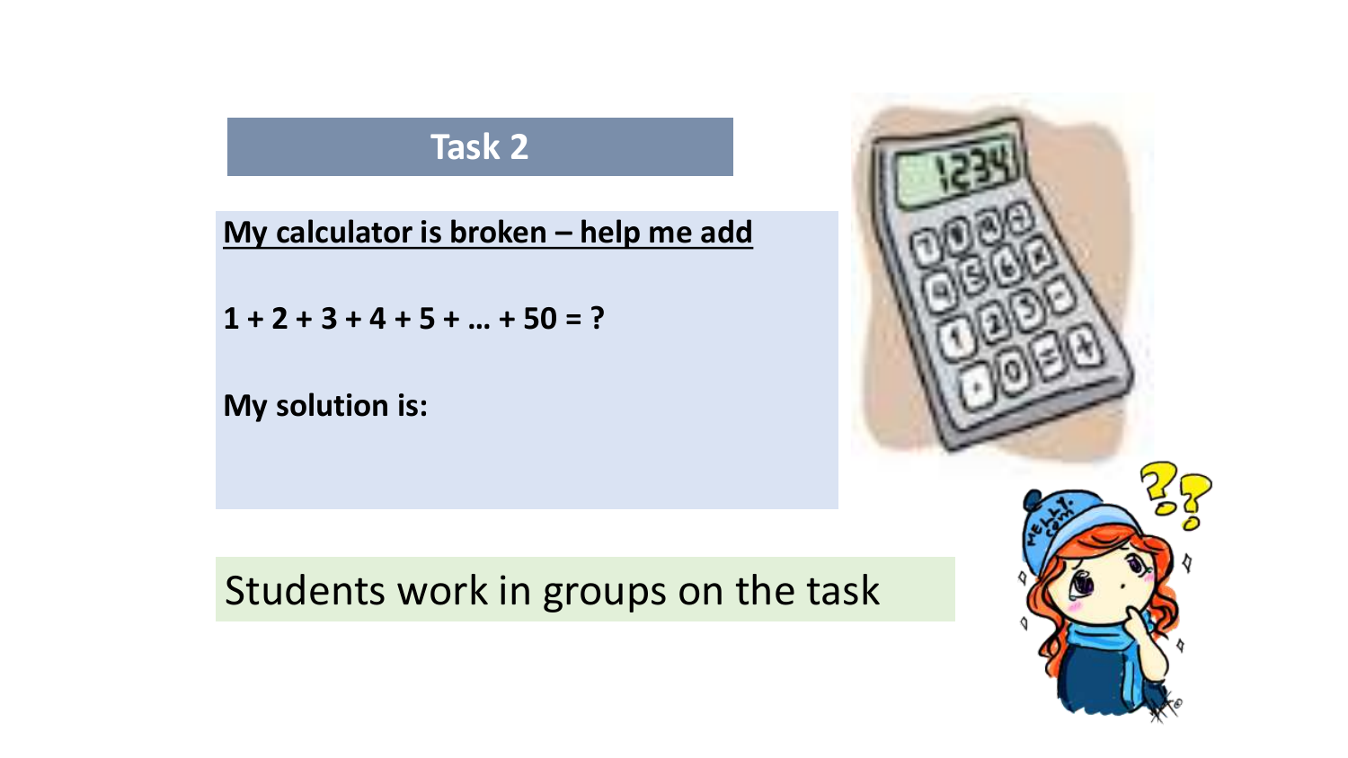## Task 2

**<u>My calculator is broken – help me add</u>**

**$1 + 2 + 3 + 4 + 5 + \ldots + 50 = ?$**

**My solution is:**

Students work in groups on the task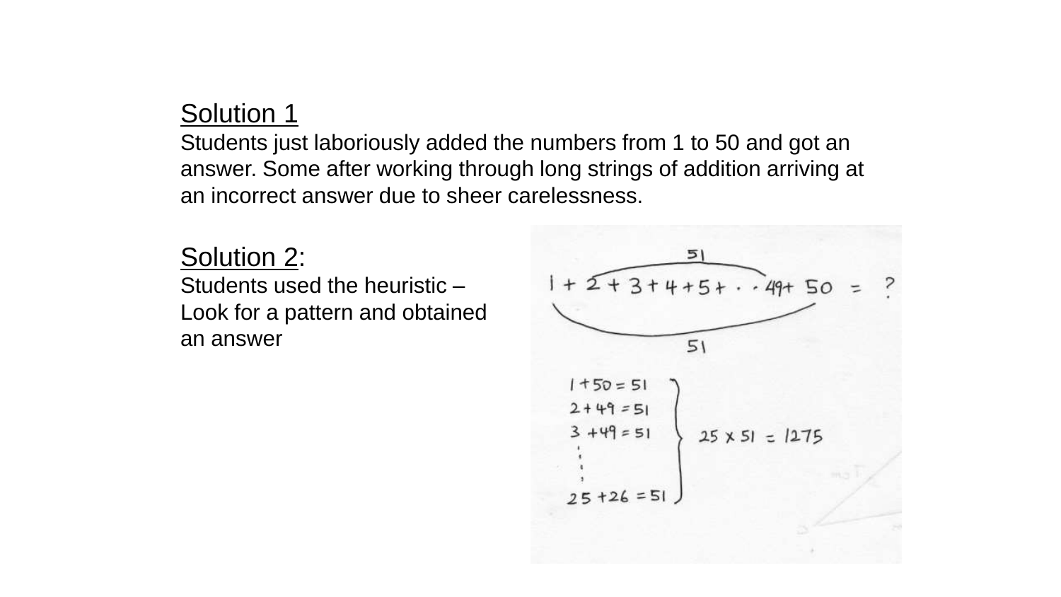Solution 1

Students just laboriously added the numbers from 1 to 50 and got an answer. Some after working through long strings of addition arriving at an incorrect answer due to sheer carelessness.

Solution 2:

Students used the heuristic – Look for a pattern and obtained an answer

$$1 + 2 + 3 + 4 + 5 + \cdots 49 + 50 = ?$$

51

51

$1 + 50 = 51$

$2 + 49 = 51$

$3 + 49 = 51$

$\vdots$

$25 + 26 = 51$

$25 \times 51 = 1275$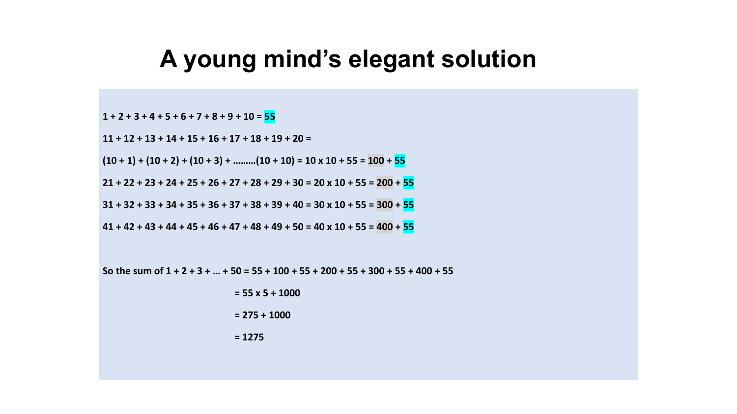# A young mind's elegant solution

**1 + 2 + 3 + 4 + 5 + 6 + 7 + 8 + 9 + 10 = 55**

**11 + 12 + 13 + 14 + 15 + 16 + 17 + 18 + 19 + 20 =**

**(10 + 1) + (10 + 2) + (10 + 3) + ………(10 + 10) = 10 x 10 + 55 = 100 + 55**

**21 + 22 + 23 + 24 + 25 + 26 + 27 + 28 + 29 + 30 = 20 x 10 + 55 = 200 + 55**

**31 + 32 + 33 + 34 + 35 + 36 + 37 + 38 + 39 + 40 = 30 x 10 + 55 = 300 + 55**

**41 + 42 + 43 + 44 + 45 + 46 + 47 + 48 + 49 + 50 = 40 x 10 + 55 = 400 + 55**

**So the sum of 1 + 2 + 3 + … + 50 = 55 + 100 + 55 + 200 + 55 + 300 + 55 + 400 + 55**

**= 55 x 5 + 1000**

**= 275 + 1000**

**= 1275**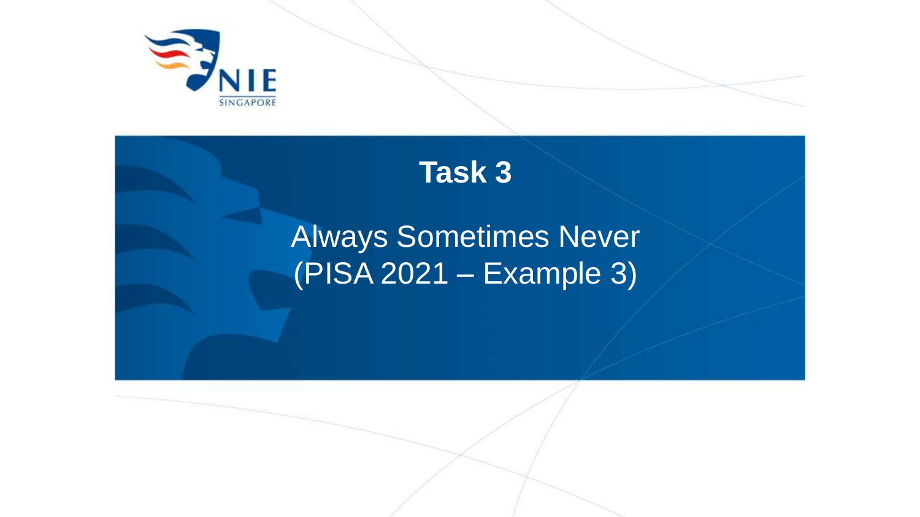# Task 3

## Always Sometimes Never
## (PISA 2021 – Example 3)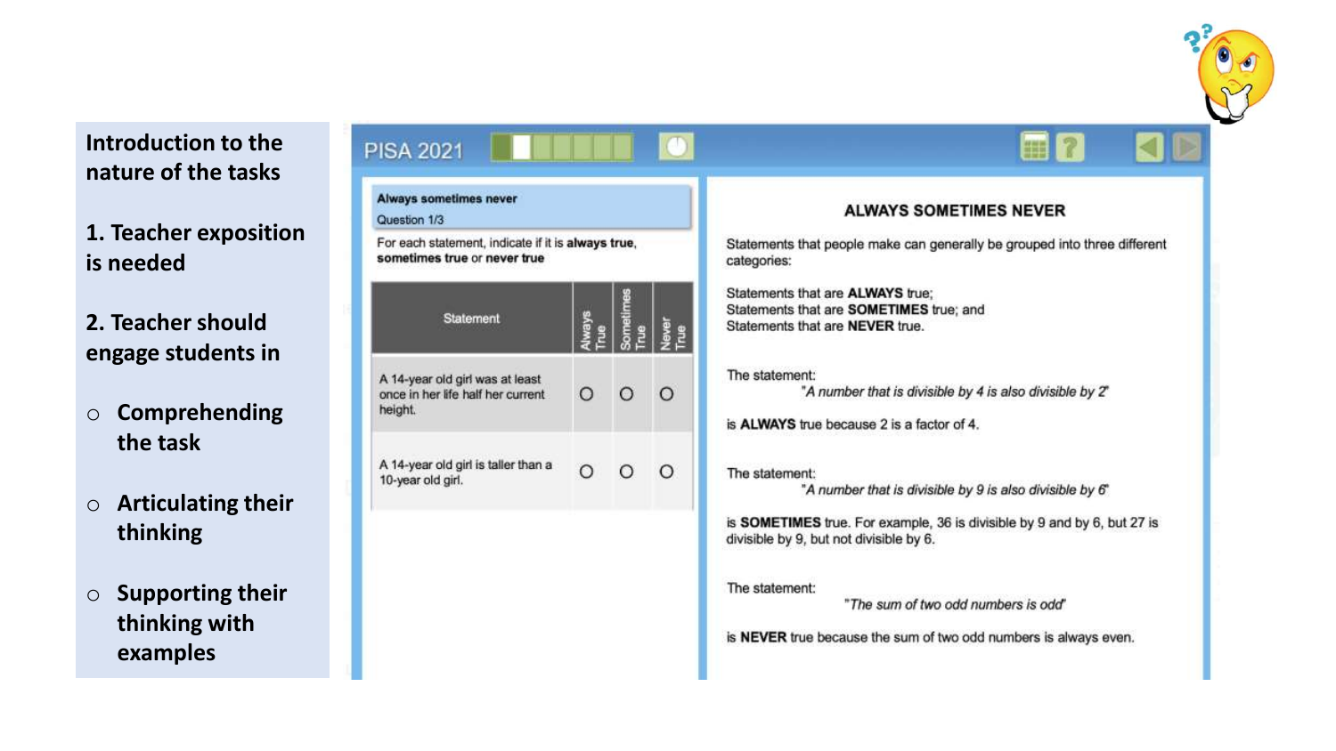**Introduction to the nature of the tasks**

**1. Teacher exposition is needed**

**2. Teacher should engage students in**

- **Comprehending the task**
- **Articulating their thinking**
- **Supporting their thinking with examples**

PISA 2021

**Always sometimes never**

Question 1/3

For each statement, indicate if it is **always true**, **sometimes true** or **never true**

| Statement | Always True | Sometimes True | Never True |
|---|---|---|---|
| A 14-year old girl was at least once in her life half her current height. | O | O | O |
| A 14-year old girl is taller than a 10-year old girl. | O | O | O |

**ALWAYS SOMETIMES NEVER**

Statements that people make can generally be grouped into three different categories:

Statements that are **ALWAYS** true;
Statements that are **SOMETIMES** true; and
Statements that are **NEVER** true.

The statement:
*"A number that is divisible by 4 is also divisible by 2"*

is **ALWAYS** true because 2 is a factor of 4.

The statement:
*"A number that is divisible by 9 is also divisible by 6"*

is **SOMETIMES** true. For example, 36 is divisible by 9 and by 6, but 27 is divisible by 9, but not divisible by 6.

The statement:
*"The sum of two odd numbers is odd"*

is **NEVER** true because the sum of two odd numbers is always even.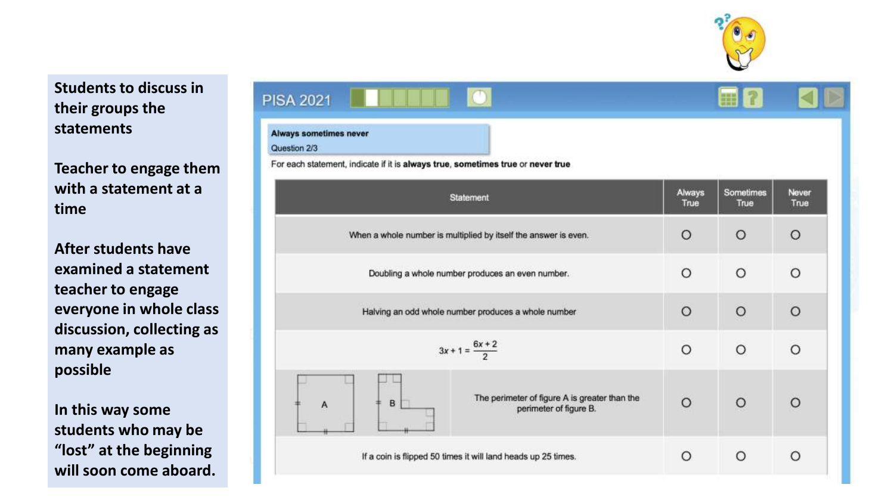Students to discuss in their groups the statements

Teacher to engage them with a statement at a time

After students have examined a statement teacher to engage everyone in whole class discussion, collecting as many example as possible

In this way some students who may be "lost" at the beginning will soon come aboard.

PISA 2021

**Always sometimes never**

Question 2/3

For each statement, indicate if it is **always true**, **sometimes true** or **never true**

| Statement | Always True | Sometimes True | Never True |
|---|---|---|---|
| When a whole number is multiplied by itself the answer is even. | O | O | O |
| Doubling a whole number produces an even number. | O | O | O |
| Halving an odd whole number produces a whole number | O | O | O |
| $3x + 1 = \frac{6x + 2}{2}$ | O | O | O |
| A B — The perimeter of figure A is greater than the perimeter of figure B. | O | O | O |
| If a coin is flipped 50 times it will land heads up 25 times. | O | O | O |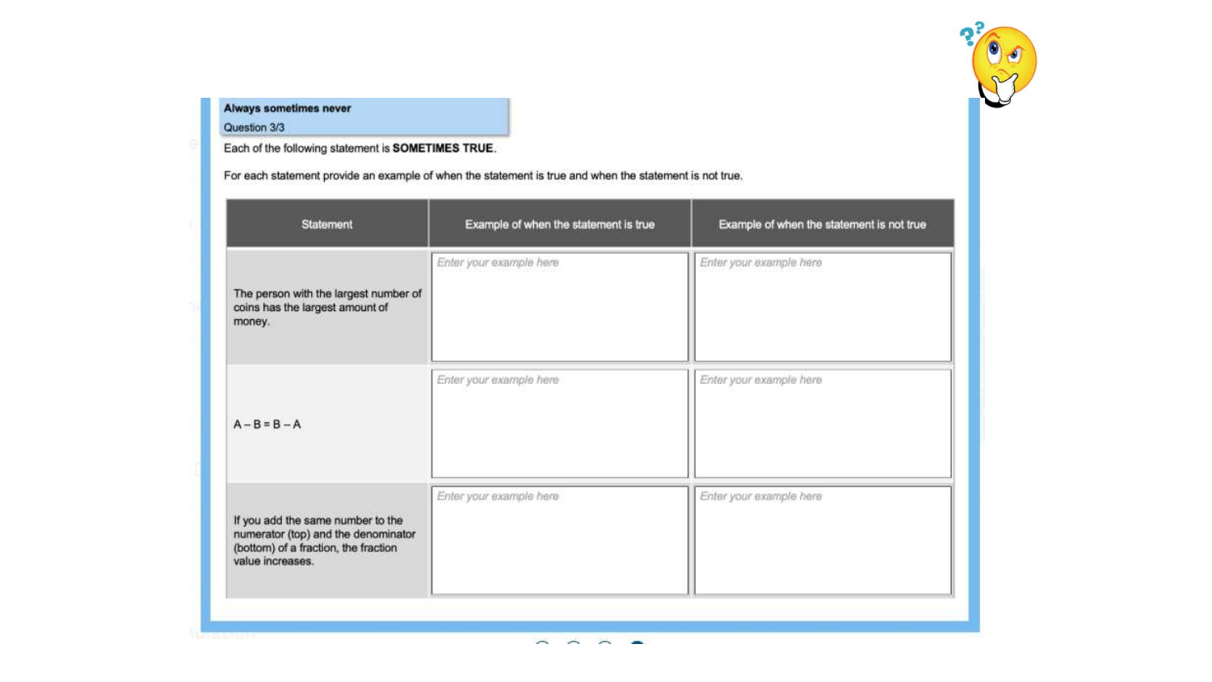**Always sometimes never**

Question 3/3

Each of the following statement is **SOMETIMES TRUE**.

For each statement provide an example of when the statement is true and when the statement is not true.

| Statement | Example of when the statement is true | Example of when the statement is not true |
|---|---|---|
| The person with the largest number of coins has the largest amount of money. | *Enter your example here* | *Enter your example here* |
| A – B = B – A | *Enter your example here* | *Enter your example here* |
| If you add the same number to the numerator (top) and the denominator (bottom) of a fraction, the fraction value increases. | *Enter your example here* | *Enter your example here* |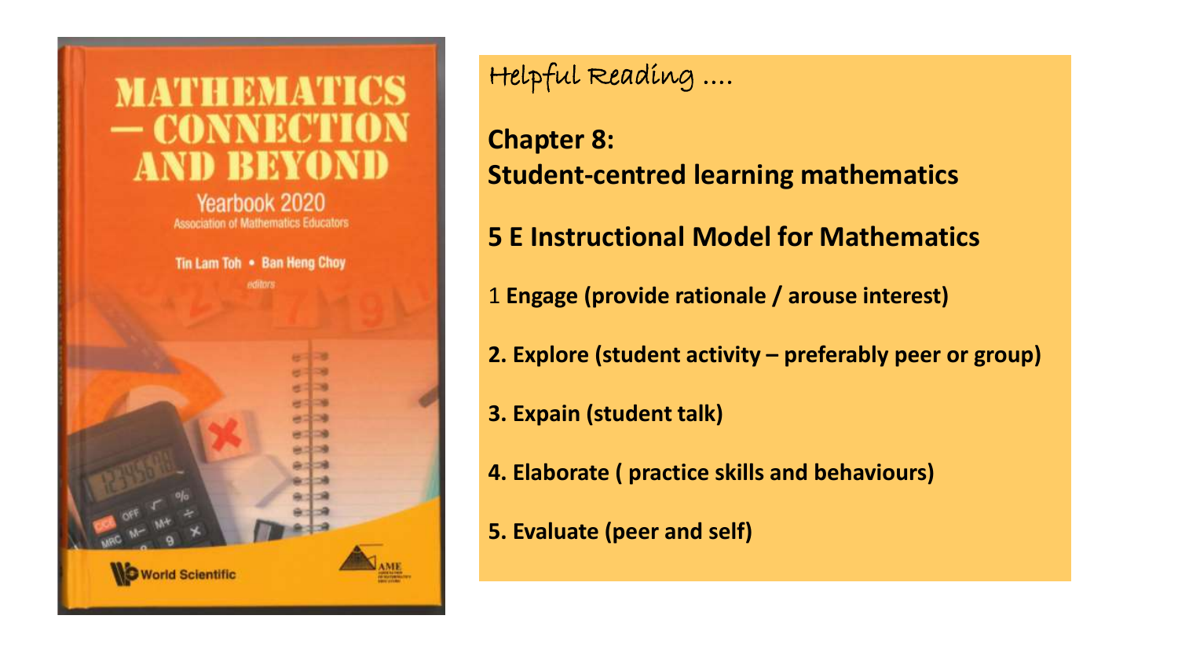Helpful Reading ....

**Chapter 8:**
**Student-centred learning mathematics**

**5 E Instructional Model for Mathematics**

1 **Engage (provide rationale / arouse interest)**

**2. Explore (student activity – preferably peer or group)**

**3. Expain (student talk)**

**4. Elaborate ( practice skills and behaviours)**

**5. Evaluate (peer and self)**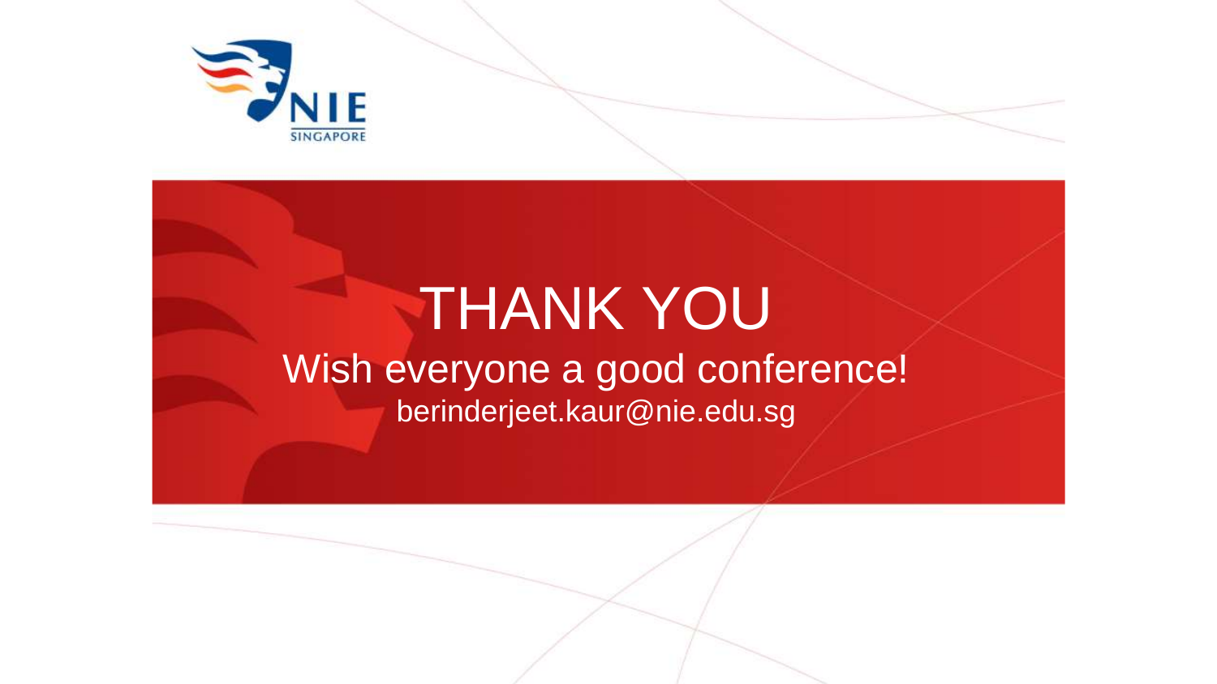# THANK YOU

Wish everyone a good conference!

berinderjeet.kaur@nie.edu.sg